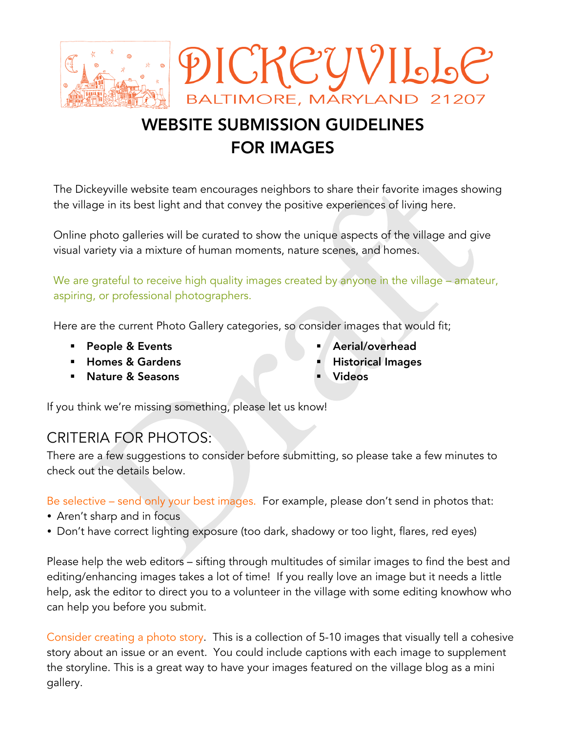# DICKEYVILLE

BALTIMORE, MARYLAND 21207

# WEBSITE SUBMISSION GUIDELINES FOR IMAGES

The Dickeyville website team encourages neighbors to share their favorite images showing the village in its best light and that convey the positive experiences of living here.

Online photo galleries will be curated to show the unique aspects of the village and give visual variety via a mixture of human moments, nature scenes, and homes.

We are grateful to receive high quality images created by anyone in the village – amateur, aspiring, or professional photographers.

Here are the current Photo Gallery categories, so consider images that would fit;

- **People & Events**
- **Homes & Gardens**
- **Nature & Seasons**
- **Aerial/overhead**
- **Historical Images**
- **Videos**

If you think we're missing something, please let us know!

## CRITERIA FOR PHOTOS:

There are a few suggestions to consider before submitting, so please take a few minutes to check out the details below.

Be selective – send only your best images. For example, please don't send in photos that:

- Aren't sharp and in focus
- Don't have correct lighting exposure (too dark, shadowy or too light, flares, red eyes)

Please help the web editors – sifting through multitudes of similar images to find the best and editing/enhancing images takes a lot of time! If you really love an image but it needs a little help, ask the editor to direct you to a volunteer in the village with some editing knowhow who can help you before you submit.

Consider creating a photo story. This is a collection of 5-10 images that visually tell a cohesive story about an issue or an event. You could include captions with each image to supplement the storyline. This is a great way to have your images featured on the village blog as a mini gallery.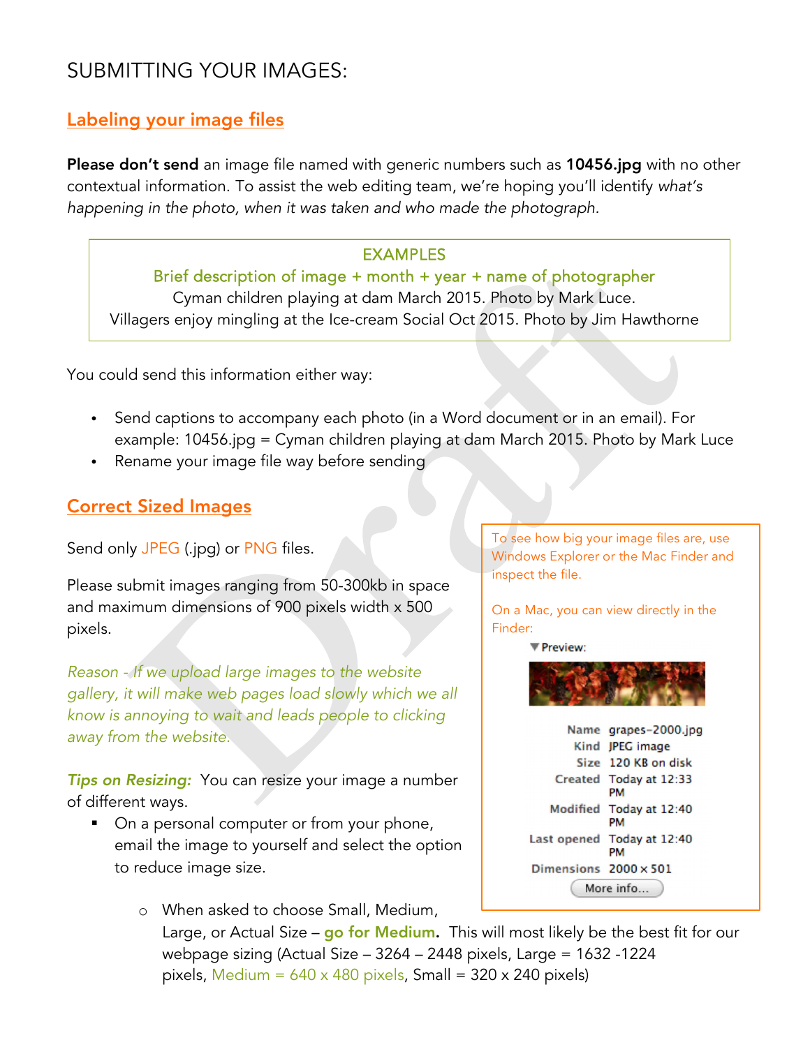# SUBMITTING YOUR IMAGES:

## Labeling your image files

**Please don't send** an image file named with generic numbers such as **10456.jpg** with no other contextual information. To assist the web editing team, we're hoping you'll identify *what's happening in the photo, when it was taken and who made the photograph.*

> EXAMPLES
> Brief description of image + month + year + name of photographer
> Cyman children playing at dam March 2015. Photo by Mark Luce.
> Villagers enjoy mingling at the Ice-cream Social Oct 2015. Photo by Jim Hawthorne

You could send this information either way:

- Send captions to accompany each photo (in a Word document or in an email). For example: 10456.jpg = Cyman children playing at dam March 2015. Photo by Mark Luce
- Rename your image file way before sending

## Correct Sized Images

Send only JPEG (.jpg) or PNG files.

Please submit images ranging from 50-300kb in space and maximum dimensions of 900 pixels width x 500 pixels.

*Reason - If we upload large images to the website gallery, it will make web pages load slowly which we all know is annoying to wait and leads people to clicking away from the website.*

> To see how big your image files are, use Windows Explorer or the Mac Finder and inspect the file.
>
> On a Mac, you can view directly in the Finder:
>
> Preview:
>
> | | |
> |---|---|
> | Name | grapes-2000.jpg |
> | Kind | JPEG image |
> | Size | 120 KB on disk |
> | Created | Today at 12:33 PM |
> | Modified | Today at 12:40 PM |
> | Last opened | Today at 12:40 PM |
> | Dimensions | 2000 × 501 |
>
> More info...

***Tips on Resizing:*** You can resize your image a number of different ways.

- On a personal computer or from your phone, email the image to yourself and select the option to reduce image size.
    - When asked to choose Small, Medium, Large, or Actual Size – **go for Medium.** This will most likely be the best fit for our webpage sizing (Actual Size – 3264 – 2448 pixels, Large = 1632 -1224 pixels, Medium = 640 x 480 pixels, Small = 320 x 240 pixels)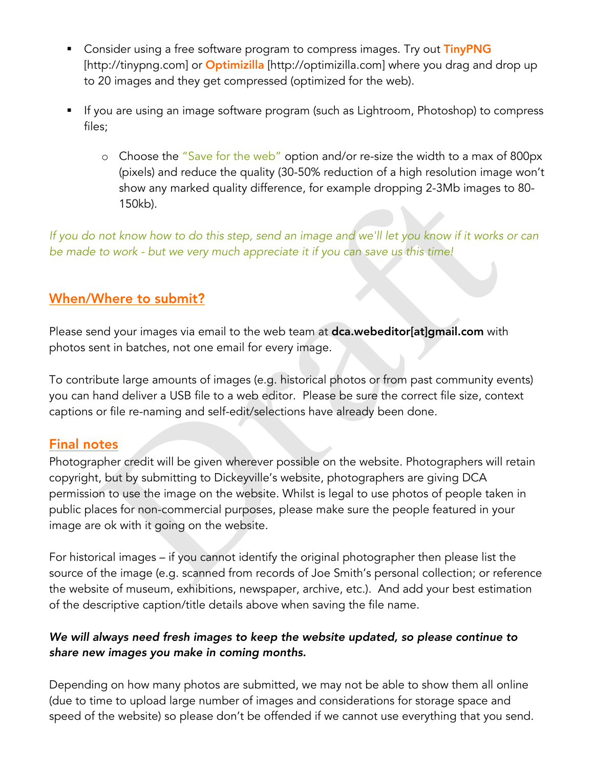- Consider using a free software program to compress images. Try out **TinyPNG** [http://tinypng.com] or **Optimizilla** [http://optimizilla.com] where you drag and drop up to 20 images and they get compressed (optimized for the web).

- If you are using an image software program (such as Lightroom, Photoshop) to compress files;

  - Choose the "Save for the web" option and/or re-size the width to a max of 800px (pixels) and reduce the quality (30-50% reduction of a high resolution image won't show any marked quality difference, for example dropping 2-3Mb images to 80-150kb).

*If you do not know how to do this step, send an image and we'll let you know if it works or can be made to work - but we very much appreciate it if you can save us this time!*

## When/Where to submit?

Please send your images via email to the web team at **dca.webeditor[at]gmail.com** with photos sent in batches, not one email for every image.

To contribute large amounts of images (e.g. historical photos or from past community events) you can hand deliver a USB file to a web editor. Please be sure the correct file size, context captions or file re-naming and self-edit/selections have already been done.

## Final notes

Photographer credit will be given wherever possible on the website. Photographers will retain copyright, but by submitting to Dickeyville's website, photographers are giving DCA permission to use the image on the website. Whilst is legal to use photos of people taken in public places for non-commercial purposes, please make sure the people featured in your image are ok with it going on the website.

For historical images – if you cannot identify the original photographer then please list the source of the image (e.g. scanned from records of Joe Smith's personal collection; or reference the website of museum, exhibitions, newspaper, archive, etc.). And add your best estimation of the descriptive caption/title details above when saving the file name.

***We will always need fresh images to keep the website updated, so please continue to share new images you make in coming months.***

Depending on how many photos are submitted, we may not be able to show them all online (due to time to upload large number of images and considerations for storage space and speed of the website) so please don't be offended if we cannot use everything that you send.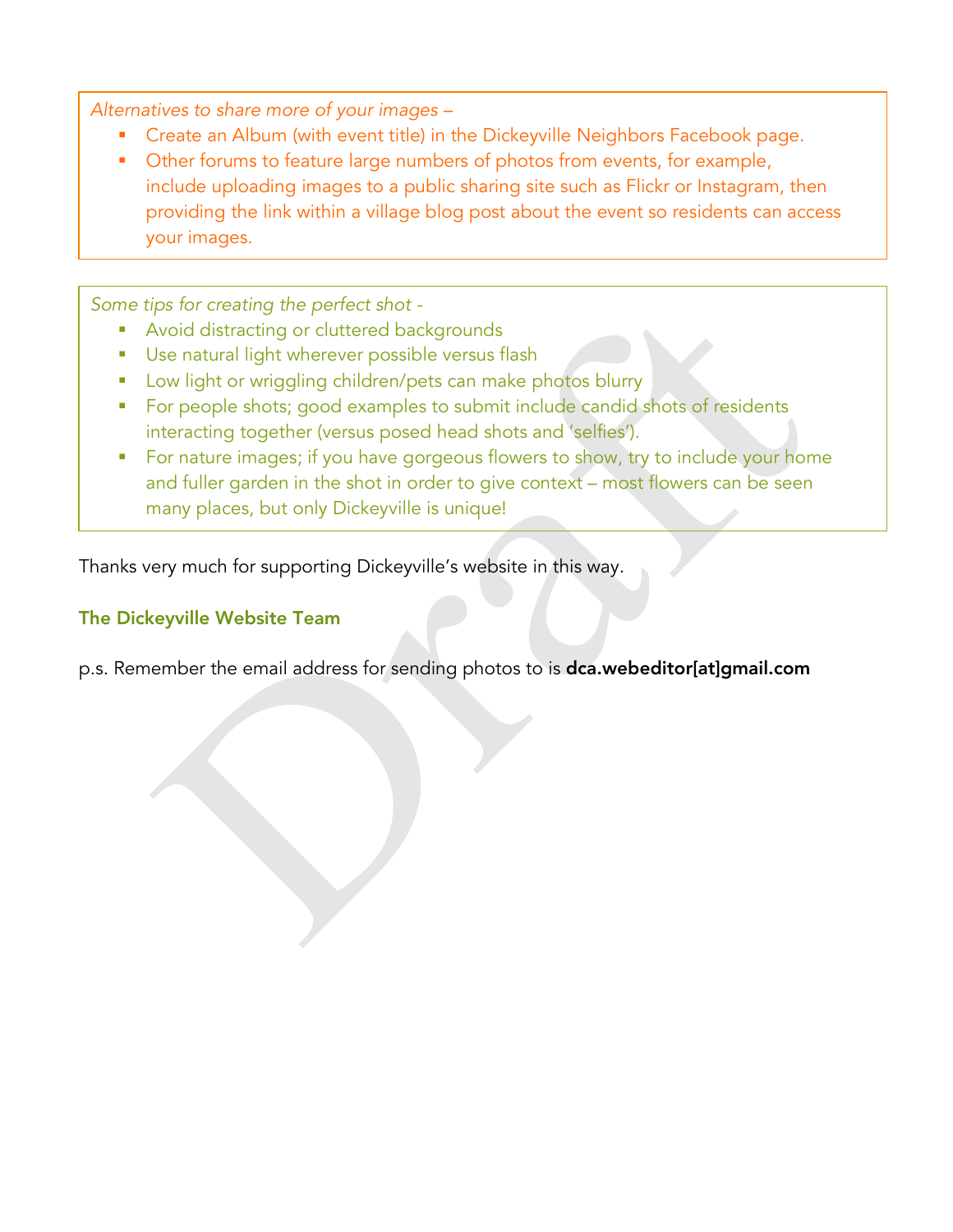*Alternatives to share more of your images –*

- Create an Album (with event title) in the Dickeyville Neighbors Facebook page.
- Other forums to feature large numbers of photos from events, for example, include uploading images to a public sharing site such as Flickr or Instagram, then providing the link within a village blog post about the event so residents can access your images.

*Some tips for creating the perfect shot -*

- Avoid distracting or cluttered backgrounds
- Use natural light wherever possible versus flash
- Low light or wriggling children/pets can make photos blurry
- For people shots; good examples to submit include candid shots of residents interacting together (versus posed head shots and 'selfies').
- For nature images; if you have gorgeous flowers to show, try to include your home and fuller garden in the shot in order to give context – most flowers can be seen many places, but only Dickeyville is unique!

Thanks very much for supporting Dickeyville's website in this way.

**The Dickeyville Website Team**

p.s. Remember the email address for sending photos to is **dca.webeditor[at]gmail.com**